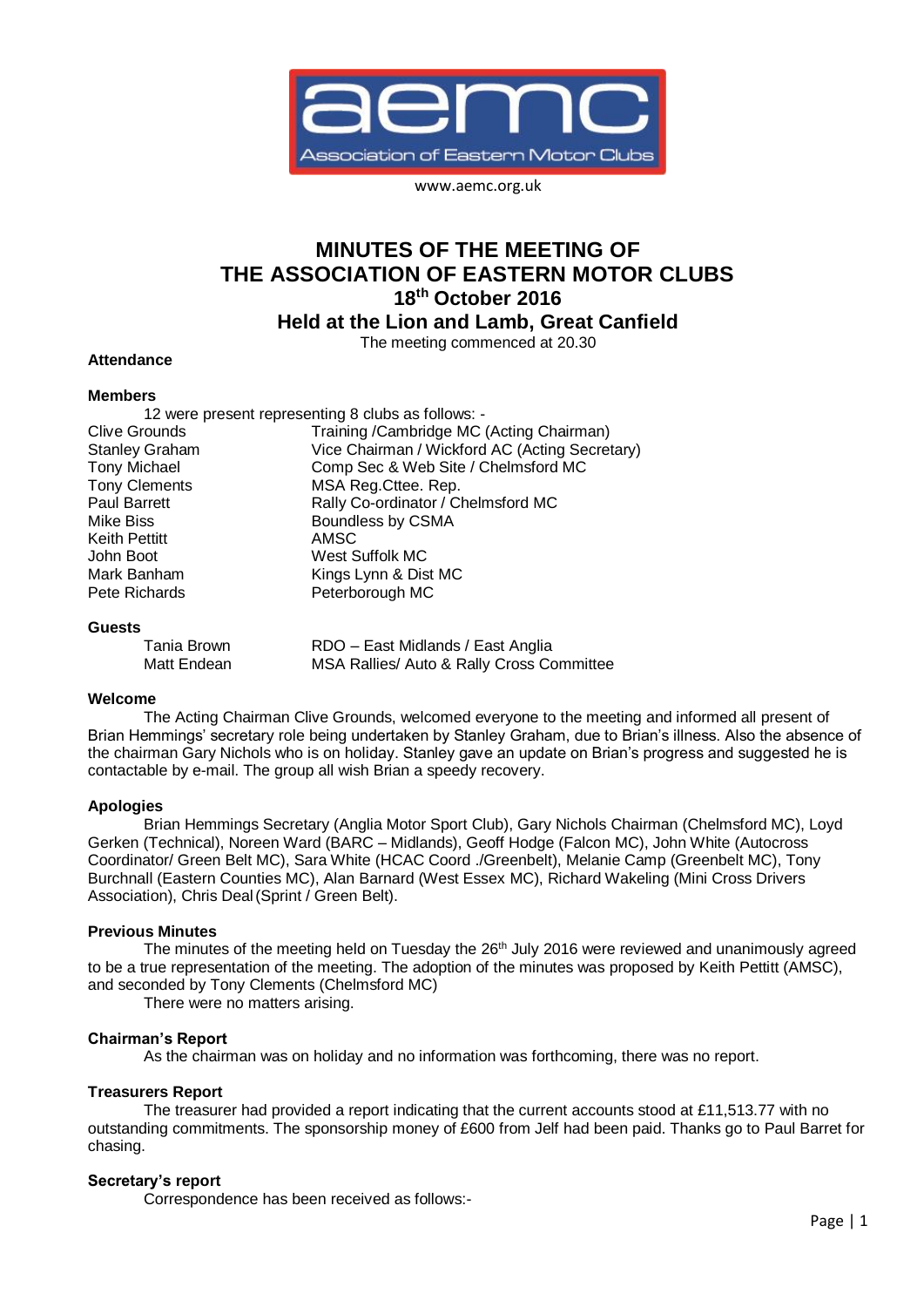aemc
Association of Eastern Motor Clubs

www.aemc.org.uk

# MINUTES OF THE MEETING OF THE ASSOCIATION OF EASTERN MOTOR CLUBS
## 18th October 2016
## Held at the Lion and Lamb, Great Canfield

The meeting commenced at 20.30

### Attendance

**Members**

12 were present representing 8 clubs as follows: -

| | |
|---|---|
| Clive Grounds | Training /Cambridge MC (Acting Chairman) |
| Stanley Graham | Vice Chairman / Wickford AC (Acting Secretary) |
| Tony Michael | Comp Sec & Web Site / Chelmsford MC |
| Tony Clements | MSA Reg.Cttee. Rep. |
| Paul Barrett | Rally Co-ordinator / Chelmsford MC |
| Mike Biss | Boundless by CSMA |
| Keith Pettitt | AMSC |
| John Boot | West Suffolk MC |
| Mark Banham | Kings Lynn & Dist MC |
| Pete Richards | Peterborough MC |

**Guests**

| | |
|---|---|
| Tania Brown | RDO – East Midlands / East Anglia |
| Matt Endean | MSA Rallies/ Auto & Rally Cross Committee |

### Welcome

The Acting Chairman Clive Grounds, welcomed everyone to the meeting and informed all present of Brian Hemmings' secretary role being undertaken by Stanley Graham, due to Brian's illness. Also the absence of the chairman Gary Nichols who is on holiday. Stanley gave an update on Brian's progress and suggested he is contactable by e-mail. The group all wish Brian a speedy recovery.

### Apologies

Brian Hemmings Secretary (Anglia Motor Sport Club), Gary Nichols Chairman (Chelmsford MC), Loyd Gerken (Technical), Noreen Ward (BARC – Midlands), Geoff Hodge (Falcon MC), John White (Autocross Coordinator/ Green Belt MC), Sara White (HCAC Coord ./Greenbelt), Melanie Camp (Greenbelt MC), Tony Burchnall (Eastern Counties MC), Alan Barnard (West Essex MC), Richard Wakeling (Mini Cross Drivers Association), Chris Deal (Sprint / Green Belt).

### Previous Minutes

The minutes of the meeting held on Tuesday the 26th July 2016 were reviewed and unanimously agreed to be a true representation of the meeting. The adoption of the minutes was proposed by Keith Pettitt (AMSC), and seconded by Tony Clements (Chelmsford MC)

There were no matters arising.

### Chairman's Report

As the chairman was on holiday and no information was forthcoming, there was no report.

### Treasurers Report

The treasurer had provided a report indicating that the current accounts stood at £11,513.77 with no outstanding commitments. The sponsorship money of £600 from Jelf had been paid. Thanks go to Paul Barret for chasing.

### Secretary's report

Correspondence has been received as follows:-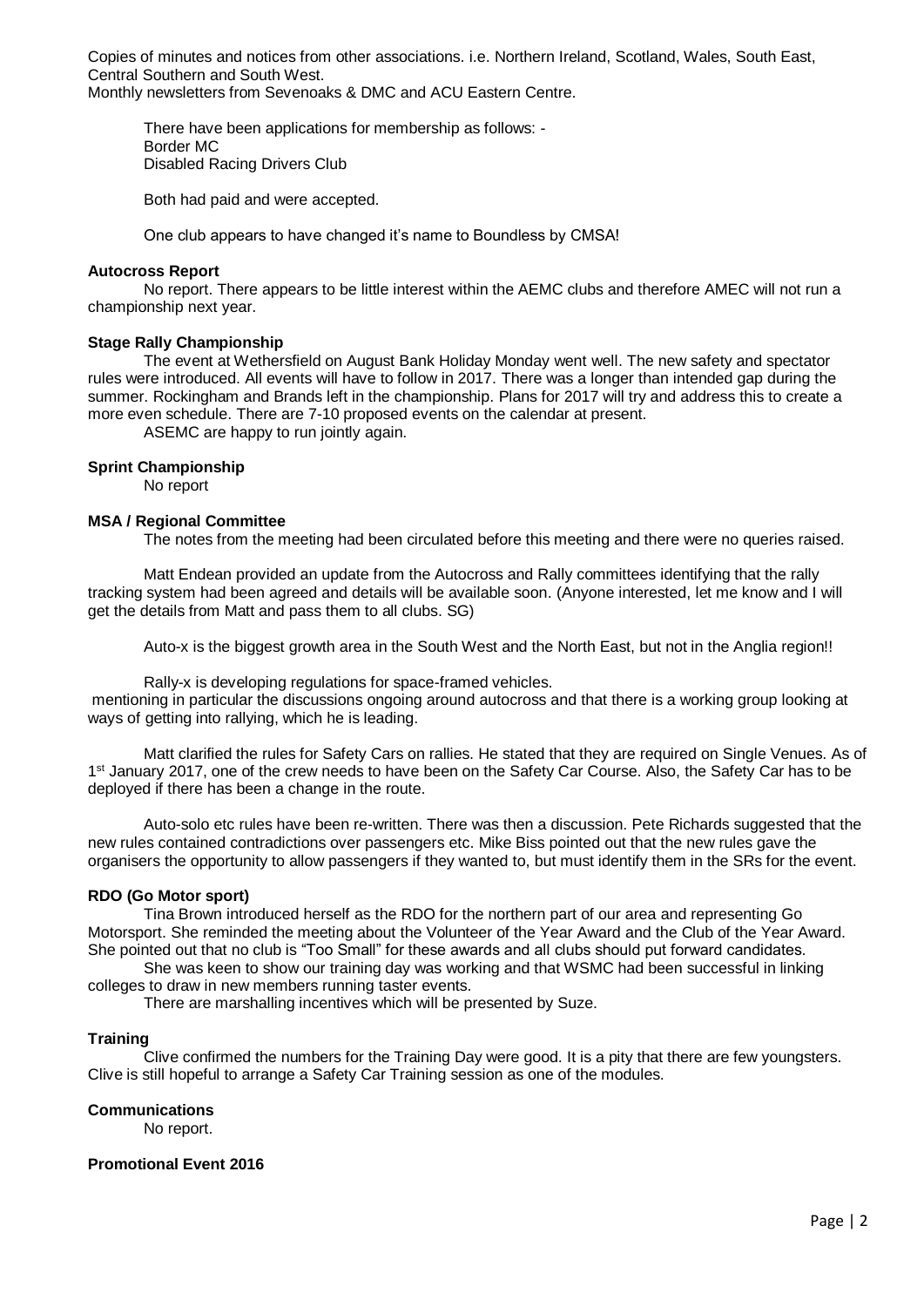Copies of minutes and notices from other associations. i.e. Northern Ireland, Scotland, Wales, South East, Central Southern and South West.
Monthly newsletters from Sevenoaks & DMC and ACU Eastern Centre.

There have been applications for membership as follows: -
Border MC
Disabled Racing Drivers Club

Both had paid and were accepted.

One club appears to have changed it's name to Boundless by CMSA!

**Autocross Report**

No report. There appears to be little interest within the AEMC clubs and therefore AMEC will not run a championship next year.

**Stage Rally Championship**

The event at Wethersfield on August Bank Holiday Monday went well. The new safety and spectator rules were introduced. All events will have to follow in 2017. There was a longer than intended gap during the summer. Rockingham and Brands left in the championship. Plans for 2017 will try and address this to create a more even schedule. There are 7-10 proposed events on the calendar at present.

ASEMC are happy to run jointly again.

**Sprint Championship**

No report

**MSA / Regional Committee**

The notes from the meeting had been circulated before this meeting and there were no queries raised.

Matt Endean provided an update from the Autocross and Rally committees identifying that the rally tracking system had been agreed and details will be available soon. (Anyone interested, let me know and I will get the details from Matt and pass them to all clubs. SG)

Auto-x is the biggest growth area in the South West and the North East, but not in the Anglia region!!

Rally-x is developing regulations for space-framed vehicles.
mentioning in particular the discussions ongoing around autocross and that there is a working group looking at ways of getting into rallying, which he is leading.

Matt clarified the rules for Safety Cars on rallies. He stated that they are required on Single Venues. As of 1st January 2017, one of the crew needs to have been on the Safety Car Course. Also, the Safety Car has to be deployed if there has been a change in the route.

Auto-solo etc rules have been re-written. There was then a discussion. Pete Richards suggested that the new rules contained contradictions over passengers etc. Mike Biss pointed out that the new rules gave the organisers the opportunity to allow passengers if they wanted to, but must identify them in the SRs for the event.

**RDO (Go Motor sport)**

Tina Brown introduced herself as the RDO for the northern part of our area and representing Go Motorsport. She reminded the meeting about the Volunteer of the Year Award and the Club of the Year Award. She pointed out that no club is "Too Small" for these awards and all clubs should put forward candidates.

She was keen to show our training day was working and that WSMC had been successful in linking colleges to draw in new members running taster events.

There are marshalling incentives which will be presented by Suze.

**Training**

Clive confirmed the numbers for the Training Day were good. It is a pity that there are few youngsters. Clive is still hopeful to arrange a Safety Car Training session as one of the modules.

**Communications**

No report.

**Promotional Event 2016**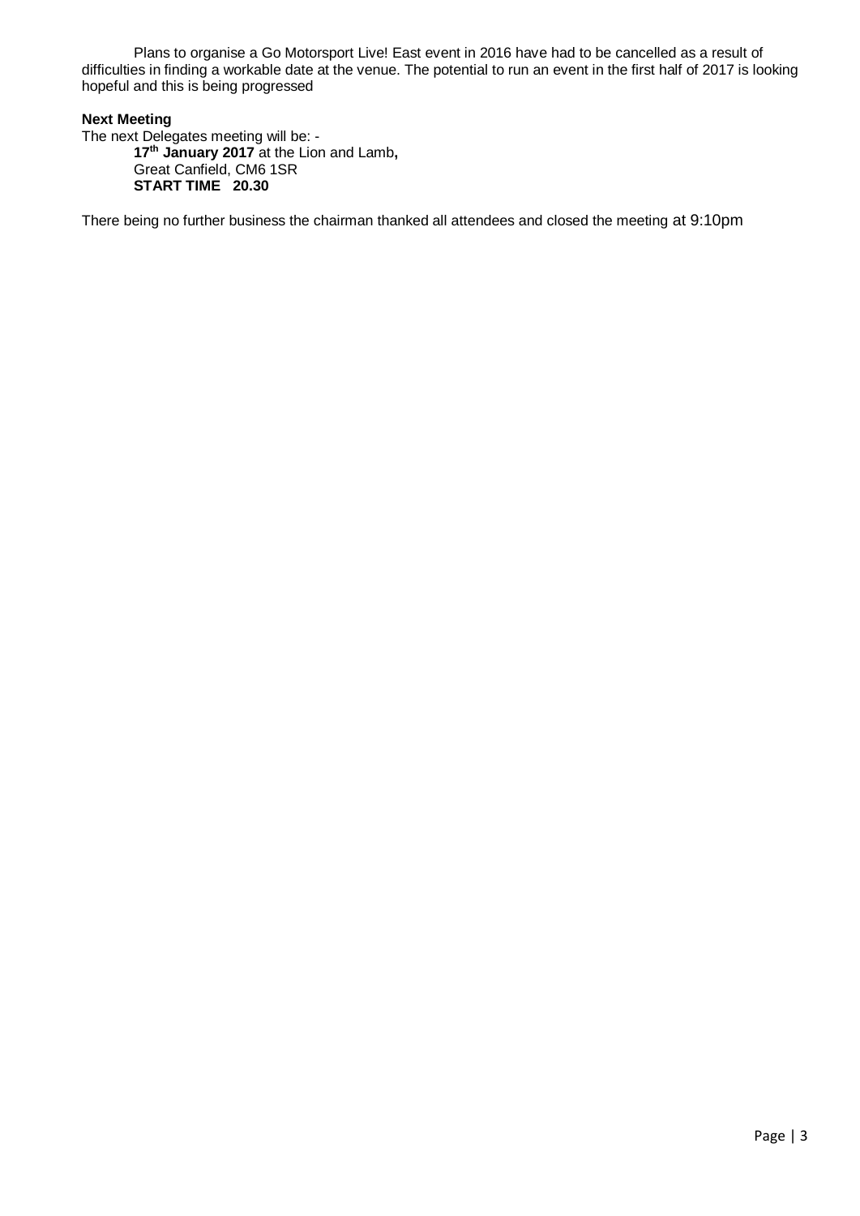Plans to organise a Go Motorsport Live! East event in 2016 have had to be cancelled as a result of difficulties in finding a workable date at the venue. The potential to run an event in the first half of 2017 is looking hopeful and this is being progressed

**Next Meeting**

The next Delegates meeting will be: -

**17th January 2017** at the Lion and Lamb**,**
Great Canfield, CM6 1SR
**START TIME 20.30**

There being no further business the chairman thanked all attendees and closed the meeting at 9:10pm